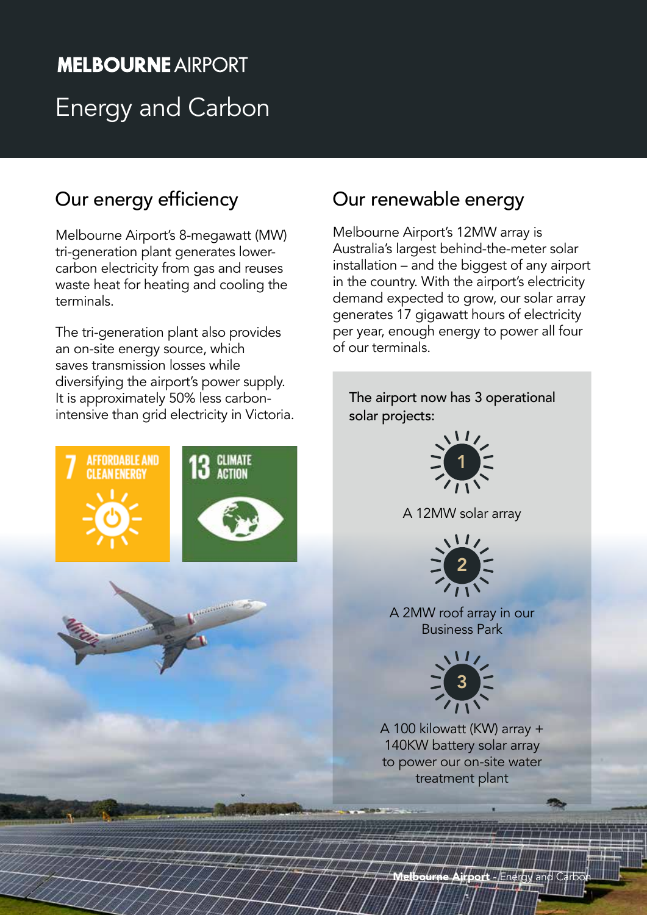# MELBOURNE AIRPORT

# Energy and Carbon

## Our energy efficiency

Melbourne Airport's 8-megawatt (MW) tri-generation plant generates lower-carbon electricity from gas and reuses waste heat for heating and cooling the terminals.

The tri-generation plant also provides an on-site energy source, which saves transmission losses while diversifying the airport's power supply. It is approximately 50% less carbon-intensive than grid electricity in Victoria.

7 AFFORDABLE AND CLEAN ENERGY

13 CLIMATE ACTION

## Our renewable energy

Melbourne Airport's 12MW array is Australia's largest behind-the-meter solar installation – and the biggest of any airport in the country. With the airport's electricity demand expected to grow, our solar array generates 17 gigawatt hours of electricity per year, enough energy to power all four of our terminals.

The airport now has 3 operational solar projects:

1. A 12MW solar array
2. A 2MW roof array in our Business Park
3. A 100 kilowatt (KW) array + 140KW battery solar array to power our on-site water treatment plant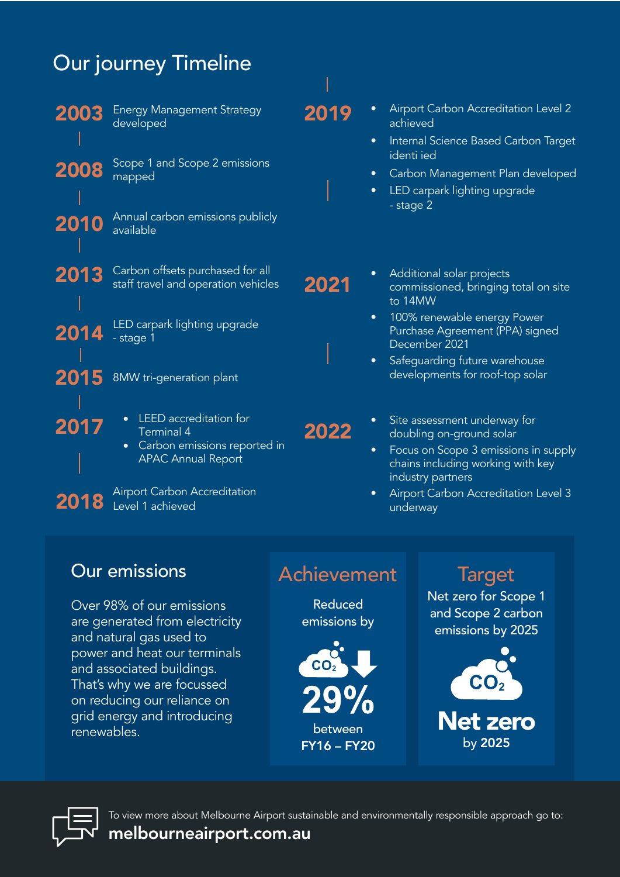# Our journey Timeline

**2003** Energy Management Strategy developed

**2008** Scope 1 and Scope 2 emissions mapped

**2010** Annual carbon emissions publicly available

**2013** Carbon offsets purchased for all staff travel and operation vehicles

**2014** LED carpark lighting upgrade - stage 1

**2015** 8MW tri-generation plant

**2017**
- LEED accreditation for Terminal 4
- Carbon emissions reported in APAC Annual Report

**2018** Airport Carbon Accreditation Level 1 achieved

**2019**
- Airport Carbon Accreditation Level 2 achieved
- Internal Science Based Carbon Target identi ied
- Carbon Management Plan developed
- LED carpark lighting upgrade - stage 2

**2021**
- Additional solar projects commissioned, bringing total on site to 14MW
- 100% renewable energy Power Purchase Agreement (PPA) signed December 2021
- Safeguarding future warehouse developments for roof-top solar

**2022**
- Site assessment underway for doubling on-ground solar
- Focus on Scope 3 emissions in supply chains including working with key industry partners
- Airport Carbon Accreditation Level 3 underway

## Our emissions

Over 98% of our emissions are generated from electricity and natural gas used to power and heat our terminals and associated buildings. That's why we are focussed on reducing our reliance on grid energy and introducing renewables.

## Achievement

Reduced emissions by

$CO_2$

**29%**

between **FY16 – FY20**

## Target

Net zero for Scope 1 and Scope 2 carbon emissions by 2025

$CO_2$

**Net zero**

**by 2025**

To view more about Melbourne Airport sustainable and environmentally responsible approach go to:

**melbourneairport.com.au**